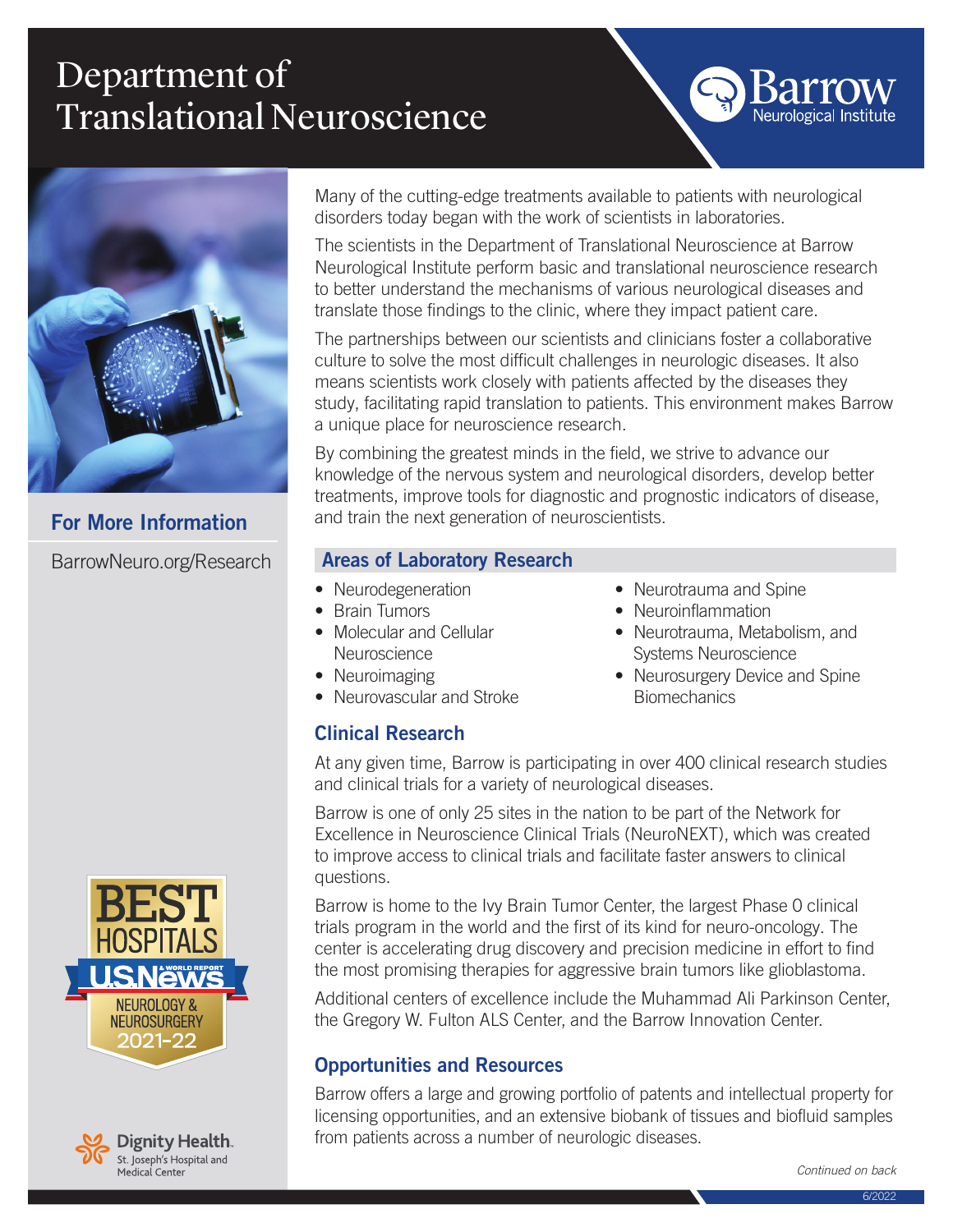# Department of Translational Neuroscience

Barrow Neurological Institute

## For More Information

BarrowNeuro.org/Research

Many of the cutting-edge treatments available to patients with neurological disorders today began with the work of scientists in laboratories.

The scientists in the Department of Translational Neuroscience at Barrow Neurological Institute perform basic and translational neuroscience research to better understand the mechanisms of various neurological diseases and translate those findings to the clinic, where they impact patient care.

The partnerships between our scientists and clinicians foster a collaborative culture to solve the most difficult challenges in neurologic diseases. It also means scientists work closely with patients affected by the diseases they study, facilitating rapid translation to patients. This environment makes Barrow a unique place for neuroscience research.

By combining the greatest minds in the field, we strive to advance our knowledge of the nervous system and neurological disorders, develop better treatments, improve tools for diagnostic and prognostic indicators of disease, and train the next generation of neuroscientists.

## Areas of Laboratory Research

- Neurodegeneration
- Brain Tumors
- Molecular and Cellular Neuroscience
- Neuroimaging
- Neurovascular and Stroke
- Neurotrauma and Spine
- Neuroinflammation
- Neurotrauma, Metabolism, and Systems Neuroscience
- Neurosurgery Device and Spine Biomechanics

## Clinical Research

At any given time, Barrow is participating in over 400 clinical research studies and clinical trials for a variety of neurological diseases.

Barrow is one of only 25 sites in the nation to be part of the Network for Excellence in Neuroscience Clinical Trials (NeuroNEXT), which was created to improve access to clinical trials and facilitate faster answers to clinical questions.

Barrow is home to the Ivy Brain Tumor Center, the largest Phase 0 clinical trials program in the world and the first of its kind for neuro-oncology. The center is accelerating drug discovery and precision medicine in effort to find the most promising therapies for aggressive brain tumors like glioblastoma.

Additional centers of excellence include the Muhammad Ali Parkinson Center, the Gregory W. Fulton ALS Center, and the Barrow Innovation Center.

## Opportunities and Resources

Barrow offers a large and growing portfolio of patents and intellectual property for licensing opportunities, and an extensive biobank of tissues and biofluid samples from patients across a number of neurologic diseases.

BEST HOSPITALS U.S. News & World Report NEUROLOGY & NEUROSURGERY 2021-22

Dignity Health. St. Joseph's Hospital and Medical Center

*Continued on back*

6/2022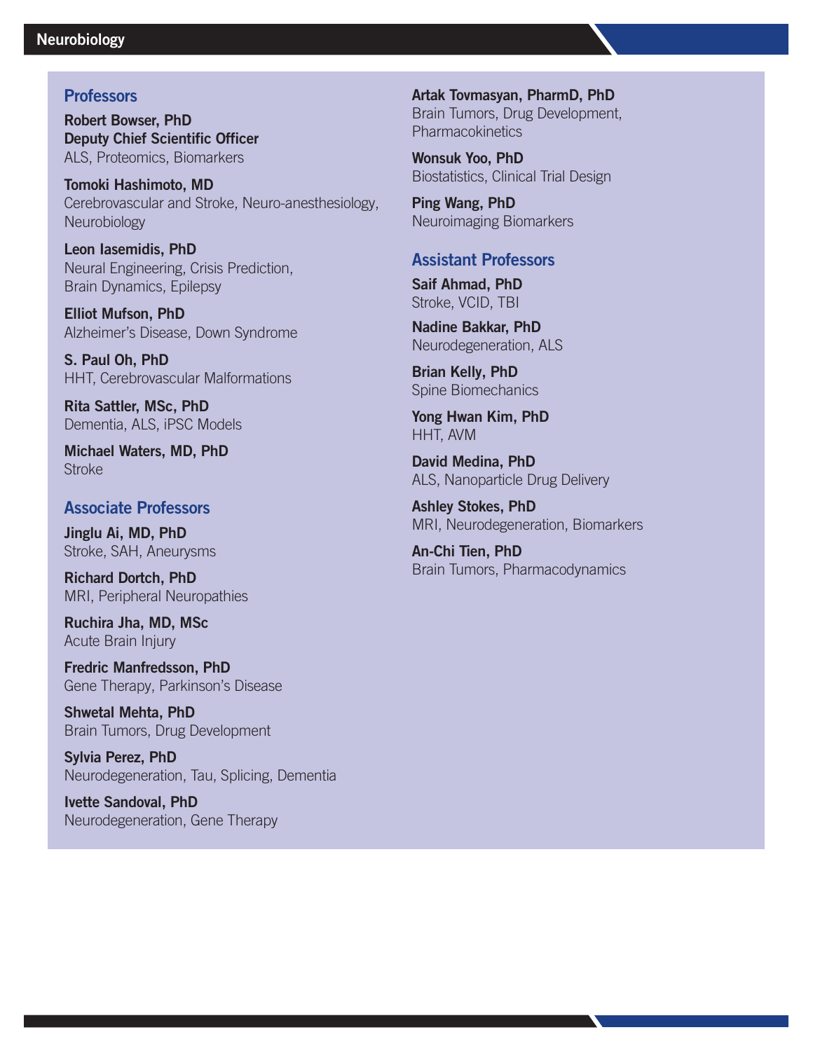## Neurobiology

### Professors

**Robert Bowser, PhD**
**Deputy Chief Scientific Officer**
ALS, Proteomics, Biomarkers

**Tomoki Hashimoto, MD**
Cerebrovascular and Stroke, Neuro-anesthesiology, Neurobiology

**Leon Iasemidis, PhD**
Neural Engineering, Crisis Prediction, Brain Dynamics, Epilepsy

**Elliot Mufson, PhD**
Alzheimer's Disease, Down Syndrome

**S. Paul Oh, PhD**
HHT, Cerebrovascular Malformations

**Rita Sattler, MSc, PhD**
Dementia, ALS, iPSC Models

**Michael Waters, MD, PhD**
Stroke

### Associate Professors

**Jinglu Ai, MD, PhD**
Stroke, SAH, Aneurysms

**Richard Dortch, PhD**
MRI, Peripheral Neuropathies

**Ruchira Jha, MD, MSc**
Acute Brain Injury

**Fredric Manfredsson, PhD**
Gene Therapy, Parkinson's Disease

**Shwetal Mehta, PhD**
Brain Tumors, Drug Development

**Sylvia Perez, PhD**
Neurodegeneration, Tau, Splicing, Dementia

**Ivette Sandoval, PhD**
Neurodegeneration, Gene Therapy

**Artak Tovmasyan, PharmD, PhD**
Brain Tumors, Drug Development, Pharmacokinetics

**Wonsuk Yoo, PhD**
Biostatistics, Clinical Trial Design

**Ping Wang, PhD**
Neuroimaging Biomarkers

### Assistant Professors

**Saif Ahmad, PhD**
Stroke, VCID, TBI

**Nadine Bakkar, PhD**
Neurodegeneration, ALS

**Brian Kelly, PhD**
Spine Biomechanics

**Yong Hwan Kim, PhD**
HHT, AVM

**David Medina, PhD**
ALS, Nanoparticle Drug Delivery

**Ashley Stokes, PhD**
MRI, Neurodegeneration, Biomarkers

**An-Chi Tien, PhD**
Brain Tumors, Pharmacodynamics